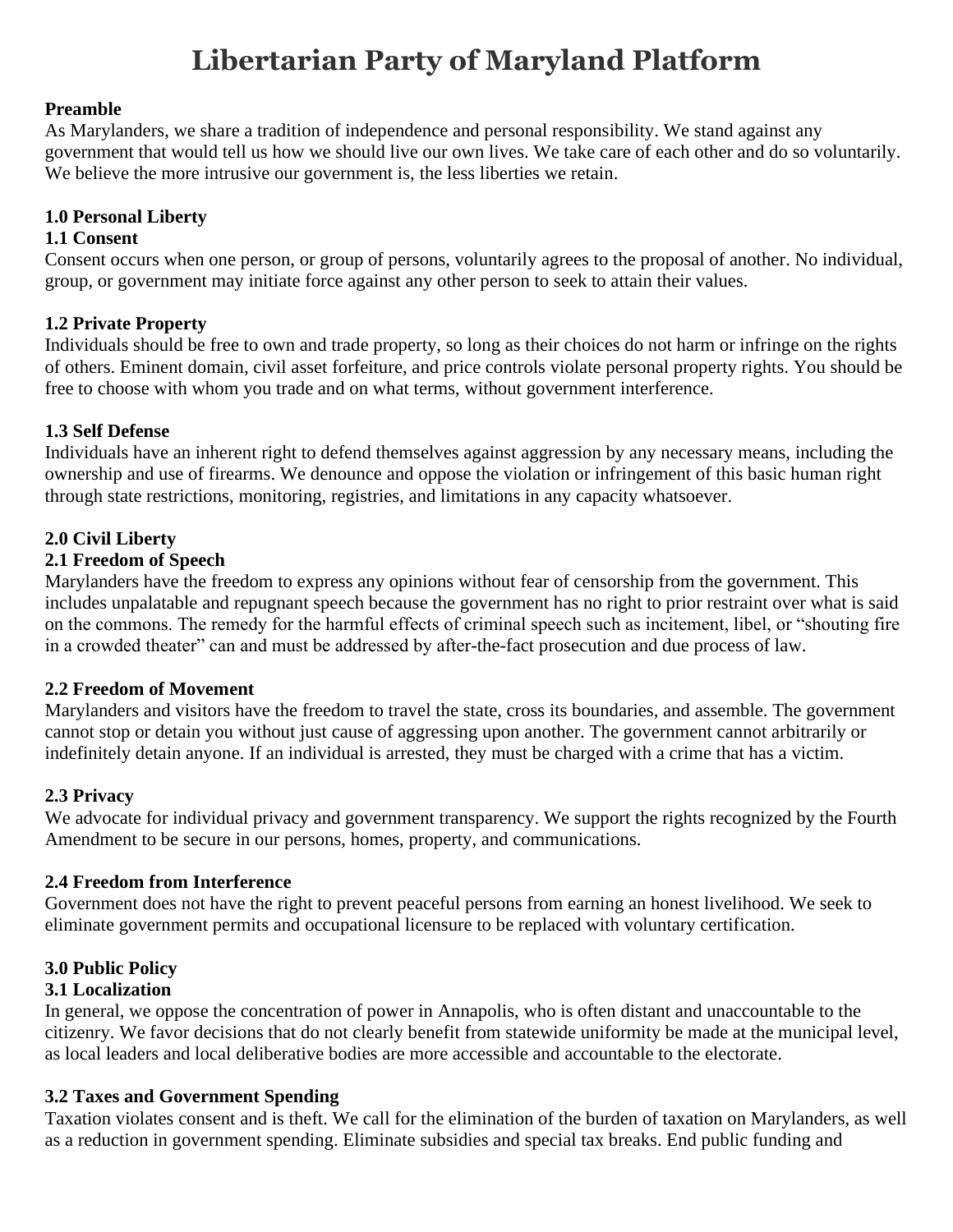# Libertarian Party of Maryland Platform

**Preamble**

As Marylanders, we share a tradition of independence and personal responsibility. We stand against any government that would tell us how we should live our own lives. We take care of each other and do so voluntarily. We believe the more intrusive our government is, the less liberties we retain.

## 1.0 Personal Liberty

### 1.1 Consent

Consent occurs when one person, or group of persons, voluntarily agrees to the proposal of another. No individual, group, or government may initiate force against any other person to seek to attain their values.

### 1.2 Private Property

Individuals should be free to own and trade property, so long as their choices do not harm or infringe on the rights of others. Eminent domain, civil asset forfeiture, and price controls violate personal property rights. You should be free to choose with whom you trade and on what terms, without government interference.

### 1.3 Self Defense

Individuals have an inherent right to defend themselves against aggression by any necessary means, including the ownership and use of firearms. We denounce and oppose the violation or infringement of this basic human right through state restrictions, monitoring, registries, and limitations in any capacity whatsoever.

## 2.0 Civil Liberty

### 2.1 Freedom of Speech

Marylanders have the freedom to express any opinions without fear of censorship from the government. This includes unpalatable and repugnant speech because the government has no right to prior restraint over what is said on the commons. The remedy for the harmful effects of criminal speech such as incitement, libel, or "shouting fire in a crowded theater" can and must be addressed by after-the-fact prosecution and due process of law.

### 2.2 Freedom of Movement

Marylanders and visitors have the freedom to travel the state, cross its boundaries, and assemble. The government cannot stop or detain you without just cause of aggressing upon another. The government cannot arbitrarily or indefinitely detain anyone. If an individual is arrested, they must be charged with a crime that has a victim.

### 2.3 Privacy

We advocate for individual privacy and government transparency. We support the rights recognized by the Fourth Amendment to be secure in our persons, homes, property, and communications.

### 2.4 Freedom from Interference

Government does not have the right to prevent peaceful persons from earning an honest livelihood. We seek to eliminate government permits and occupational licensure to be replaced with voluntary certification.

## 3.0 Public Policy

### 3.1 Localization

In general, we oppose the concentration of power in Annapolis, who is often distant and unaccountable to the citizenry. We favor decisions that do not clearly benefit from statewide uniformity be made at the municipal level, as local leaders and local deliberative bodies are more accessible and accountable to the electorate.

### 3.2 Taxes and Government Spending

Taxation violates consent and is theft. We call for the elimination of the burden of taxation on Marylanders, as well as a reduction in government spending. Eliminate subsidies and special tax breaks. End public funding and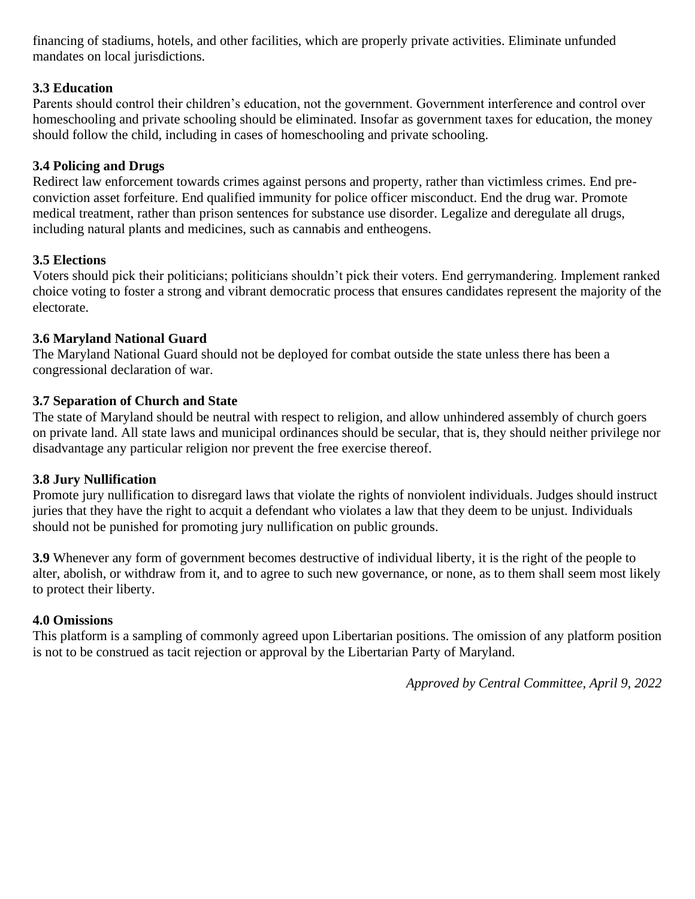financing of stadiums, hotels, and other facilities, which are properly private activities. Eliminate unfunded mandates on local jurisdictions.

### 3.3 Education

Parents should control their children's education, not the government. Government interference and control over homeschooling and private schooling should be eliminated. Insofar as government taxes for education, the money should follow the child, including in cases of homeschooling and private schooling.

### 3.4 Policing and Drugs

Redirect law enforcement towards crimes against persons and property, rather than victimless crimes. End pre-conviction asset forfeiture. End qualified immunity for police officer misconduct. End the drug war. Promote medical treatment, rather than prison sentences for substance use disorder. Legalize and deregulate all drugs, including natural plants and medicines, such as cannabis and entheogens.

### 3.5 Elections

Voters should pick their politicians; politicians shouldn't pick their voters. End gerrymandering. Implement ranked choice voting to foster a strong and vibrant democratic process that ensures candidates represent the majority of the electorate.

### 3.6 Maryland National Guard

The Maryland National Guard should not be deployed for combat outside the state unless there has been a congressional declaration of war.

### 3.7 Separation of Church and State

The state of Maryland should be neutral with respect to religion, and allow unhindered assembly of church goers on private land. All state laws and municipal ordinances should be secular, that is, they should neither privilege nor disadvantage any particular religion nor prevent the free exercise thereof.

### 3.8 Jury Nullification

Promote jury nullification to disregard laws that violate the rights of nonviolent individuals. Judges should instruct juries that they have the right to acquit a defendant who violates a law that they deem to be unjust. Individuals should not be punished for promoting jury nullification on public grounds.

**3.9** Whenever any form of government becomes destructive of individual liberty, it is the right of the people to alter, abolish, or withdraw from it, and to agree to such new governance, or none, as to them shall seem most likely to protect their liberty.

## 4.0 Omissions

This platform is a sampling of commonly agreed upon Libertarian positions. The omission of any platform position is not to be construed as tacit rejection or approval by the Libertarian Party of Maryland.

*Approved by Central Committee, April 9, 2022*